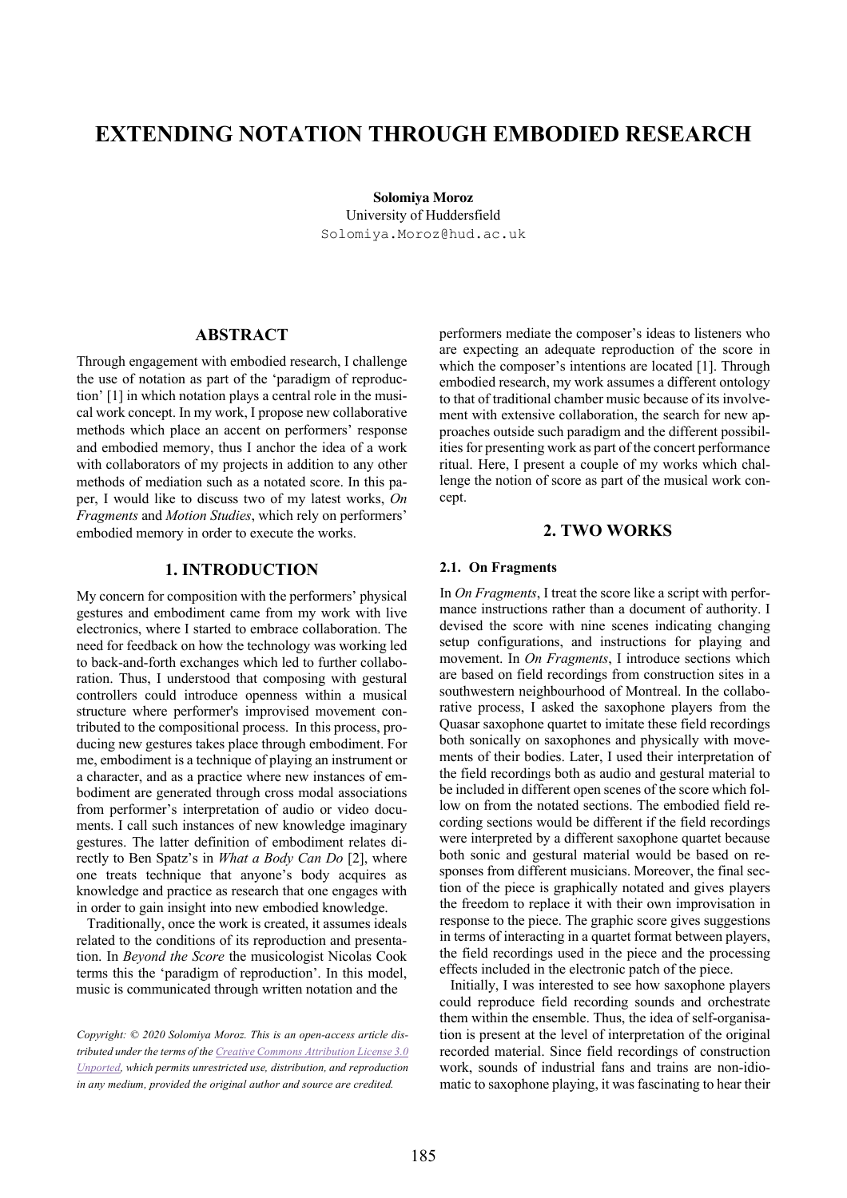# EXTENDING NOTATION THROUGH EMBODIED RESEARCH

**Solomiya Moroz**
University of Huddersfield
Solomiya.Moroz@hud.ac.uk

## ABSTRACT

Through engagement with embodied research, I challenge the use of notation as part of the 'paradigm of reproduction' [1] in which notation plays a central role in the musical work concept. In my work, I propose new collaborative methods which place an accent on performers' response and embodied memory, thus I anchor the idea of a work with collaborators of my projects in addition to any other methods of mediation such as a notated score. In this paper, I would like to discuss two of my latest works, *On Fragments* and *Motion Studies*, which rely on performers' embodied memory in order to execute the works.

## 1. INTRODUCTION

My concern for composition with the performers' physical gestures and embodiment came from my work with live electronics, where I started to embrace collaboration. The need for feedback on how the technology was working led to back-and-forth exchanges which led to further collaboration. Thus, I understood that composing with gestural controllers could introduce openness within a musical structure where performer's improvised movement contributed to the compositional process. In this process, producing new gestures takes place through embodiment. For me, embodiment is a technique of playing an instrument or a character, and as a practice where new instances of embodiment are generated through cross modal associations from performer's interpretation of audio or video documents. I call such instances of new knowledge imaginary gestures. The latter definition of embodiment relates directly to Ben Spatz's in *What a Body Can Do* [2], where one treats technique that anyone's body acquires as knowledge and practice as research that one engages with in order to gain insight into new embodied knowledge.

Traditionally, once the work is created, it assumes ideals related to the conditions of its reproduction and presentation. In *Beyond the Score* the musicologist Nicolas Cook terms this the 'paradigm of reproduction'. In this model, music is communicated through written notation and the performers mediate the composer's ideas to listeners who are expecting an adequate reproduction of the score in which the composer's intentions are located [1]. Through embodied research, my work assumes a different ontology to that of traditional chamber music because of its involvement with extensive collaboration, the search for new approaches outside such paradigm and the different possibilities for presenting work as part of the concert performance ritual. Here, I present a couple of my works which challenge the notion of score as part of the musical work concept.

*Copyright: © 2020 Solomiya Moroz. This is an open-access article distributed under the terms of the Creative Commons Attribution License 3.0 Unported, which permits unrestricted use, distribution, and reproduction in any medium, provided the original author and source are credited.*

## 2. TWO WORKS

### 2.1. On Fragments

In *On Fragments*, I treat the score like a script with performance instructions rather than a document of authority. I devised the score with nine scenes indicating changing setup configurations, and instructions for playing and movement. In *On Fragments*, I introduce sections which are based on field recordings from construction sites in a southwestern neighbourhood of Montreal. In the collaborative process, I asked the saxophone players from the Quasar saxophone quartet to imitate these field recordings both sonically on saxophones and physically with movements of their bodies. Later, I used their interpretation of the field recordings both as audio and gestural material to be included in different open scenes of the score which follow on from the notated sections. The embodied field recording sections would be different if the field recordings were interpreted by a different saxophone quartet because both sonic and gestural material would be based on responses from different musicians. Moreover, the final section of the piece is graphically notated and gives players the freedom to replace it with their own improvisation in response to the piece. The graphic score gives suggestions in terms of interacting in a quartet format between players, the field recordings used in the piece and the processing effects included in the electronic patch of the piece.

Initially, I was interested to see how saxophone players could reproduce field recording sounds and orchestrate them within the ensemble. Thus, the idea of self-organisation is present at the level of interpretation of the original recorded material. Since field recordings of construction work, sounds of industrial fans and trains are non-idiomatic to saxophone playing, it was fascinating to hear their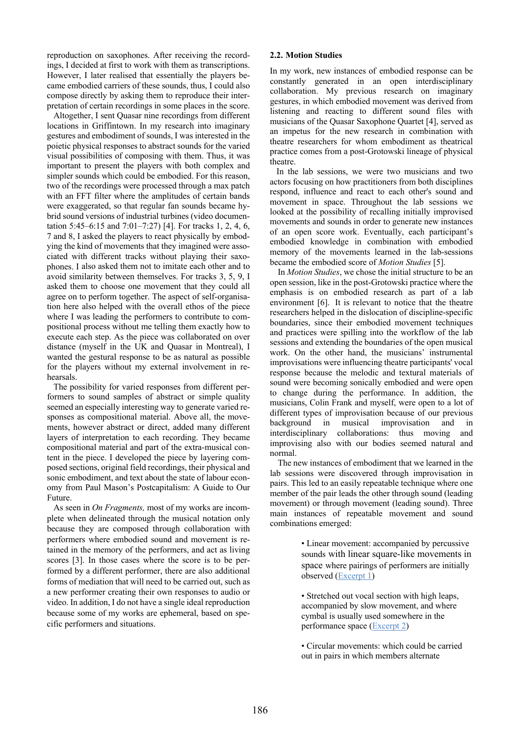reproduction on saxophones. After receiving the recordings, I decided at first to work with them as transcriptions. However, I later realised that essentially the players became embodied carriers of these sounds, thus, I could also compose directly by asking them to reproduce their interpretation of certain recordings in some places in the score.

Altogether, I sent Quasar nine recordings from different locations in Griffintown. In my research into imaginary gestures and embodiment of sounds, I was interested in the poietic physical responses to abstract sounds for the varied visual possibilities of composing with them. Thus, it was important to present the players with both complex and simpler sounds which could be embodied. For this reason, two of the recordings were processed through a max patch with an FFT filter where the amplitudes of certain bands were exaggerated, so that regular fan sounds became hybrid sound versions of industrial turbines (video documentation 5:45–6:15 and 7:01–7:27) [4]. For tracks 1, 2, 4, 6, 7 and 8, I asked the players to react physically by embodying the kind of movements that they imagined were associated with different tracks without playing their saxophones. I also asked them not to imitate each other and to avoid similarity between themselves. For tracks 3, 5, 9, I asked them to choose one movement that they could all agree on to perform together. The aspect of self-organisation here also helped with the overall ethos of the piece where I was leading the performers to contribute to compositional process without me telling them exactly how to execute each step. As the piece was collaborated on over distance (myself in the UK and Quasar in Montreal), I wanted the gestural response to be as natural as possible for the players without my external involvement in rehearsals.

The possibility for varied responses from different performers to sound samples of abstract or simple quality seemed an especially interesting way to generate varied responses as compositional material. Above all, the movements, however abstract or direct, added many different layers of interpretation to each recording. They became compositional material and part of the extra-musical content in the piece. I developed the piece by layering composed sections, original field recordings, their physical and sonic embodiment, and text about the state of labour economy from Paul Mason's Postcapitalism: A Guide to Our Future.

As seen in *On Fragments,* most of my works are incomplete when delineated through the musical notation only because they are composed through collaboration with performers where embodied sound and movement is retained in the memory of the performers, and act as living scores [3]. In those cases where the score is to be performed by a different performer, there are also additional forms of mediation that will need to be carried out, such as a new performer creating their own responses to audio or video. In addition, I do not have a single ideal reproduction because some of my works are ephemeral, based on specific performers and situations.

## 2.2. Motion Studies

In my work, new instances of embodied response can be constantly generated in an open interdisciplinary collaboration. My previous research on imaginary gestures, in which embodied movement was derived from listening and reacting to different sound files with musicians of the Quasar Saxophone Quartet [4], served as an impetus for the new research in combination with theatre researchers for whom embodiment as theatrical practice comes from a post-Grotowski lineage of physical theatre.

In the lab sessions, we were two musicians and two actors focusing on how practitioners from both disciplines respond, influence and react to each other's sound and movement in space. Throughout the lab sessions we looked at the possibility of recalling initially improvised movements and sounds in order to generate new instances of an open score work. Eventually, each participant's embodied knowledge in combination with embodied memory of the movements learned in the lab-sessions became the embodied score of *Motion Studies* [5].

In *Motion Studies*, we chose the initial structure to be an open session, like in the post-Grotowski practice where the emphasis is on embodied research as part of a lab environment [6]. It is relevant to notice that the theatre researchers helped in the dislocation of discipline-specific boundaries, since their embodied movement techniques and practices were spilling into the workflow of the lab sessions and extending the boundaries of the open musical work. On the other hand, the musicians' instrumental improvisations were influencing theatre participants' vocal response because the melodic and textural materials of sound were becoming sonically embodied and were open to change during the performance. In addition, the musicians, Colin Frank and myself, were open to a lot of different types of improvisation because of our previous background in musical improvisation and in interdisciplinary collaborations: thus moving and improvising also with our bodies seemed natural and normal.

The new instances of embodiment that we learned in the lab sessions were discovered through improvisation in pairs. This led to an easily repeatable technique where one member of the pair leads the other through sound (leading movement) or through movement (leading sound). Three main instances of repeatable movement and sound combinations emerged:

- Linear movement: accompanied by percussive sounds with linear square-like movements in space where pairings of performers are initially observed (Excerpt 1)
- Stretched out vocal section with high leaps, accompanied by slow movement, and where cymbal is usually used somewhere in the performance space (Excerpt 2)
- Circular movements: which could be carried out in pairs in which members alternate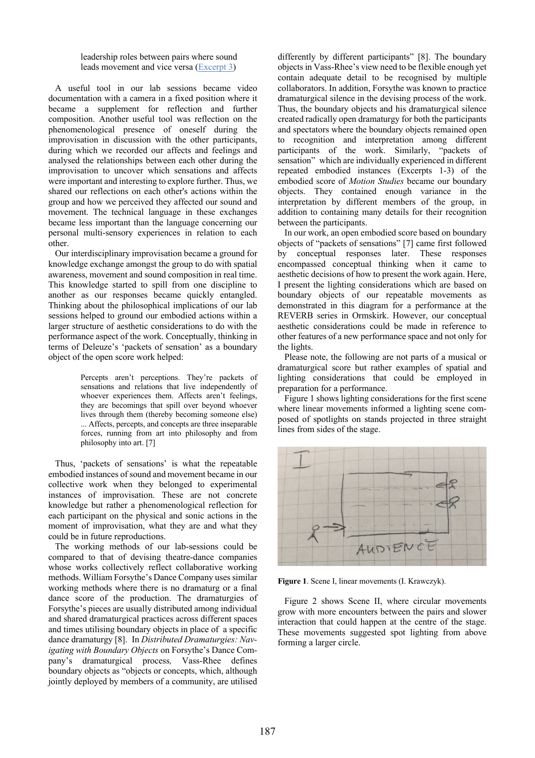leadership roles between pairs where sound leads movement and vice versa (Excerpt 3)

A useful tool in our lab sessions became video documentation with a camera in a fixed position where it became a supplement for reflection and further composition. Another useful tool was reflection on the phenomenological presence of oneself during the improvisation in discussion with the other participants, during which we recorded our affects and feelings and analysed the relationships between each other during the improvisation to uncover which sensations and affects were important and interesting to explore further. Thus, we shared our reflections on each other's actions within the group and how we perceived they affected our sound and movement. The technical language in these exchanges became less important than the language concerning our personal multi-sensory experiences in relation to each other.

Our interdisciplinary improvisation became a ground for knowledge exchange amongst the group to do with spatial awareness, movement and sound composition in real time. This knowledge started to spill from one discipline to another as our responses became quickly entangled. Thinking about the philosophical implications of our lab sessions helped to ground our embodied actions within a larger structure of aesthetic considerations to do with the performance aspect of the work. Conceptually, thinking in terms of Deleuze's 'packets of sensation' as a boundary object of the open score work helped:

> Percepts aren't perceptions. They're packets of sensations and relations that live independently of whoever experiences them. Affects aren't feelings, they are becomings that spill over beyond whoever lives through them (thereby becoming someone else) ... Affects, percepts, and concepts are three inseparable forces, running from art into philosophy and from philosophy into art. [7]

Thus, 'packets of sensations' is what the repeatable embodied instances of sound and movement became in our collective work when they belonged to experimental instances of improvisation. These are not concrete knowledge but rather a phenomenological reflection for each participant on the physical and sonic actions in the moment of improvisation, what they are and what they could be in future reproductions.

The working methods of our lab-sessions could be compared to that of devising theatre-dance companies whose works collectively reflect collaborative working methods. William Forsythe's Dance Company uses similar working methods where there is no dramaturg or a final dance score of the production. The dramaturgies of Forsythe's pieces are usually distributed among individual and shared dramaturgical practices across different spaces and times utilising boundary objects in place of a specific dance dramaturgy [8]. In *Distributed Dramaturgies: Navigating with Boundary Objects* on Forsythe's Dance Company's dramaturgical process, Vass-Rhee defines boundary objects as "objects or concepts, which, although jointly deployed by members of a community, are utilised differently by different participants" [8]. The boundary objects in Vass-Rhee's view need to be flexible enough yet contain adequate detail to be recognised by multiple collaborators. In addition, Forsythe was known to practice dramaturgical silence in the devising process of the work. Thus, the boundary objects and his dramaturgical silence created radically open dramaturgy for both the participants and spectators where the boundary objects remained open to recognition and interpretation among different participants of the work. Similarly, "packets of sensation" which are individually experienced in different repeated embodied instances (Excerpts 1-3) of the embodied score of *Motion Studies* became our boundary objects. They contained enough variance in the interpretation by different members of the group, in addition to containing many details for their recognition between the participants.

In our work, an open embodied score based on boundary objects of "packets of sensations" [7] came first followed by conceptual responses later. These responses encompassed conceptual thinking when it came to aesthetic decisions of how to present the work again. Here, I present the lighting considerations which are based on boundary objects of our repeatable movements as demonstrated in this diagram for a performance at the REVERB series in Ormskirk. However, our conceptual aesthetic considerations could be made in reference to other features of a new performance space and not only for the lights.

Please note, the following are not parts of a musical or dramaturgical score but rather examples of spatial and lighting considerations that could be employed in preparation for a performance.

Figure 1 shows lighting considerations for the first scene where linear movements informed a lighting scene composed of spotlights on stands projected in three straight lines from sides of the stage.

**Figure 1**. Scene I, linear movements (I. Krawczyk).

Figure 2 shows Scene II, where circular movements grow with more encounters between the pairs and slower interaction that could happen at the centre of the stage. These movements suggested spot lighting from above forming a larger circle.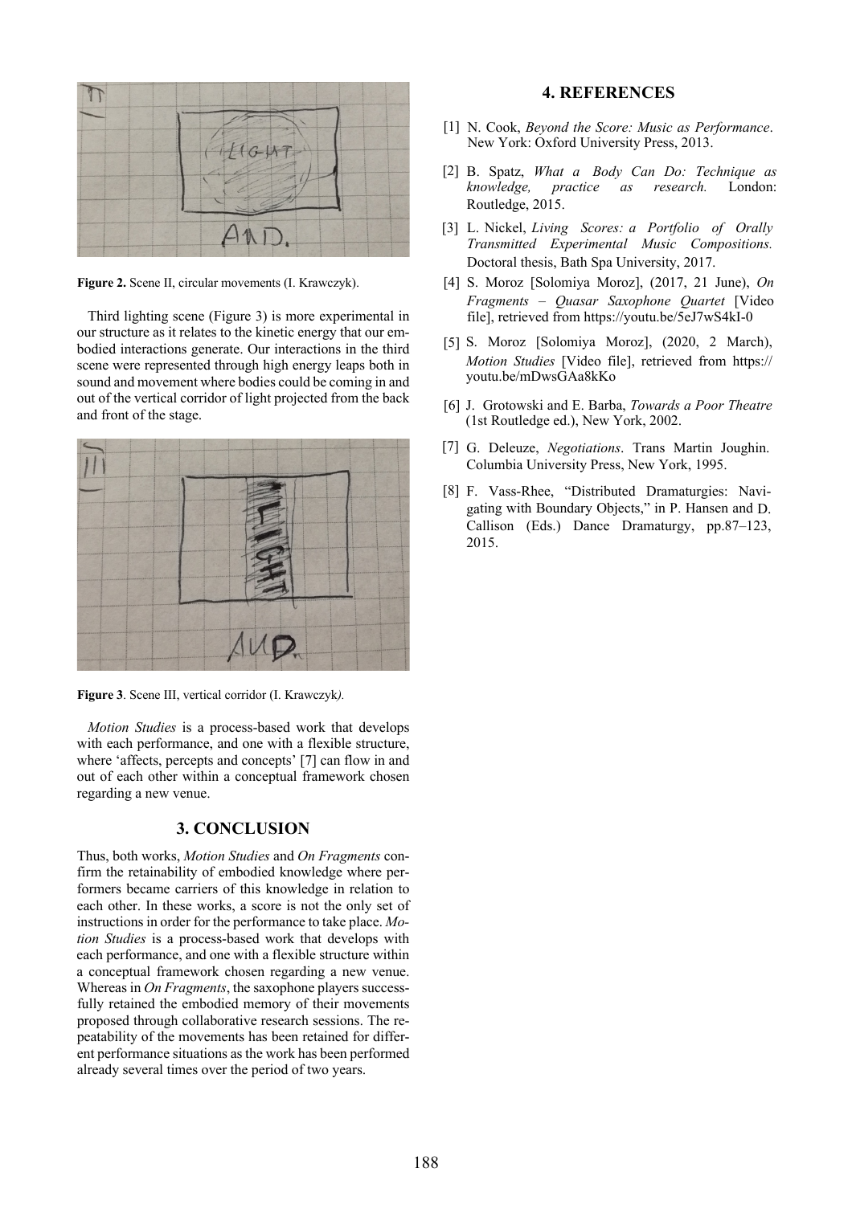Figure 2. Scene II, circular movements (I. Krawczyk).

Third lighting scene (Figure 3) is more experimental in our structure as it relates to the kinetic energy that our embodied interactions generate. Our interactions in the third scene were represented through high energy leaps both in sound and movement where bodies could be coming in and out of the vertical corridor of light projected from the back and front of the stage.

Figure 3. Scene III, vertical corridor (I. Krawczyk).

*Motion Studies* is a process-based work that develops with each performance, and one with a flexible structure, where 'affects, percepts and concepts' [7] can flow in and out of each other within a conceptual framework chosen regarding a new venue.

## 3. CONCLUSION

Thus, both works, *Motion Studies* and *On Fragments* confirm the retainability of embodied knowledge where performers became carriers of this knowledge in relation to each other. In these works, a score is not the only set of instructions in order for the performance to take place. *Motion Studies* is a process-based work that develops with each performance, and one with a flexible structure within a conceptual framework chosen regarding a new venue. Whereas in *On Fragments*, the saxophone players successfully retained the embodied memory of their movements proposed through collaborative research sessions. The repeatability of the movements has been retained for different performance situations as the work has been performed already several times over the period of two years.

## 4. REFERENCES

[1] N. Cook, *Beyond the Score: Music as Performance*. New York: Oxford University Press, 2013.

[2] B. Spatz, *What a Body Can Do: Technique as knowledge, practice as research.* London: Routledge, 2015.

[3] L. Nickel, *Living Scores: a Portfolio of Orally Transmitted Experimental Music Compositions.* Doctoral thesis, Bath Spa University, 2017.

[4] S. Moroz [Solomiya Moroz], (2017, 21 June), *On Fragments – Quasar Saxophone Quartet* [Video file], retrieved from https://youtu.be/5eJ7wS4kI-0

[5] S. Moroz [Solomiya Moroz], (2020, 2 March), *Motion Studies* [Video file], retrieved from https://youtu.be/mDwsGAa8kKo

[6] J. Grotowski and E. Barba, *Towards a Poor Theatre* (1st Routledge ed.), New York, 2002.

[7] G. Deleuze, *Negotiations*. Trans Martin Joughin. Columbia University Press, New York, 1995.

[8] F. Vass-Rhee, "Distributed Dramaturgies: Navigating with Boundary Objects," in P. Hansen and D. Callison (Eds.) Dance Dramaturgy, pp.87–123, 2015.